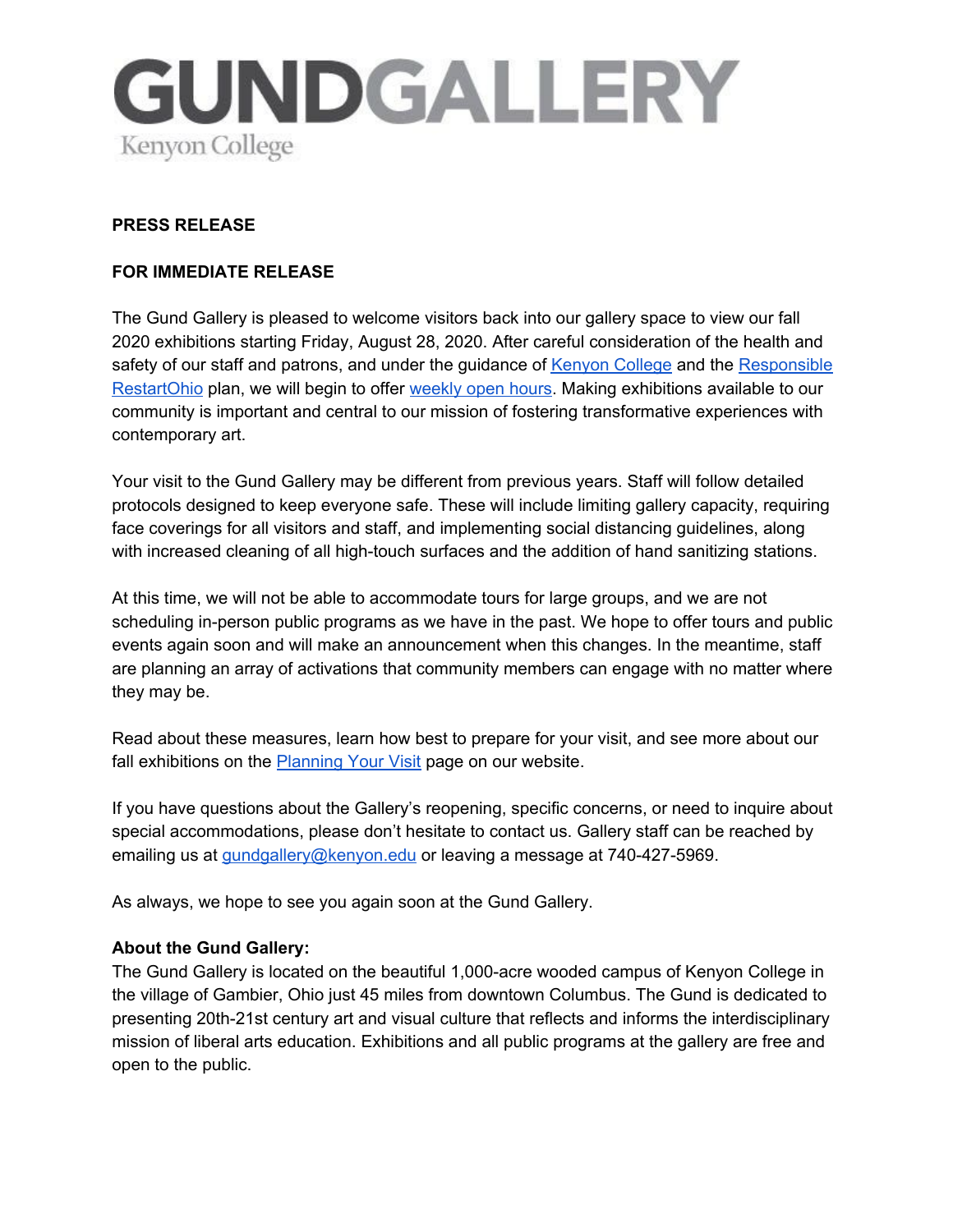# GUNDGALLERY

Kenyon College

**PRESS RELEASE**

**FOR IMMEDIATE RELEASE**

The Gund Gallery is pleased to welcome visitors back into our gallery space to view our fall 2020 exhibitions starting Friday, August 28, 2020. After careful consideration of the health and safety of our staff and patrons, and under the guidance of [Kenyon College]() and the [Responsible RestartOhio]() plan, we will begin to offer [weekly open hours](). Making exhibitions available to our community is important and central to our mission of fostering transformative experiences with contemporary art.

Your visit to the Gund Gallery may be different from previous years. Staff will follow detailed protocols designed to keep everyone safe. These will include limiting gallery capacity, requiring face coverings for all visitors and staff, and implementing social distancing guidelines, along with increased cleaning of all high-touch surfaces and the addition of hand sanitizing stations.

At this time, we will not be able to accommodate tours for large groups, and we are not scheduling in-person public programs as we have in the past. We hope to offer tours and public events again soon and will make an announcement when this changes. In the meantime, staff are planning an array of activations that community members can engage with no matter where they may be.

Read about these measures, learn how best to prepare for your visit, and see more about our fall exhibitions on the [Planning Your Visit]() page on our website.

If you have questions about the Gallery's reopening, specific concerns, or need to inquire about special accommodations, please don't hesitate to contact us. Gallery staff can be reached by emailing us at [gundgallery@kenyon.edu]() or leaving a message at 740-427-5969.

As always, we hope to see you again soon at the Gund Gallery.

**About the Gund Gallery:**
The Gund Gallery is located on the beautiful 1,000-acre wooded campus of Kenyon College in the village of Gambier, Ohio just 45 miles from downtown Columbus. The Gund is dedicated to presenting 20th-21st century art and visual culture that reflects and informs the interdisciplinary mission of liberal arts education. Exhibitions and all public programs at the gallery are free and open to the public.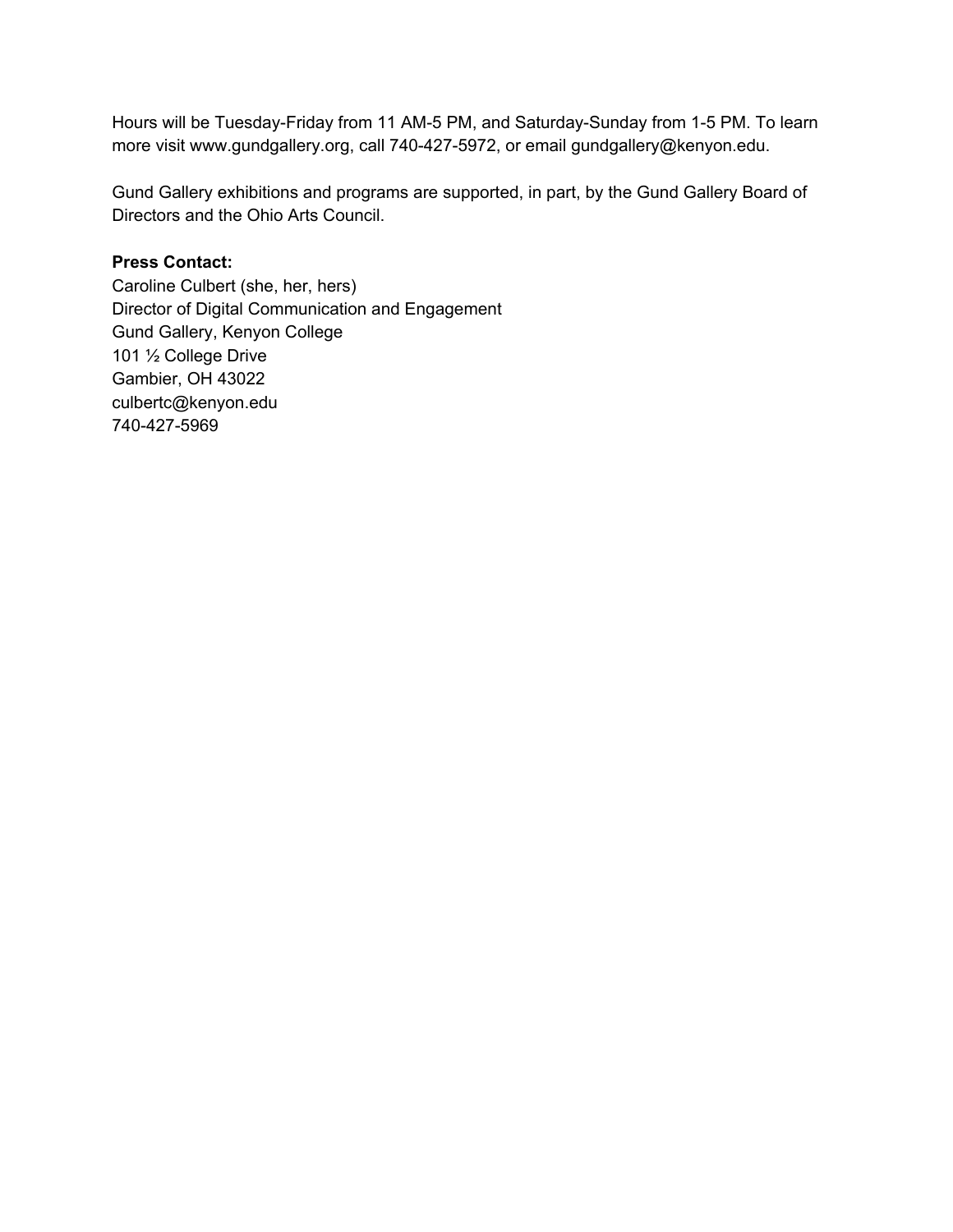Hours will be Tuesday-Friday from 11 AM-5 PM, and Saturday-Sunday from 1-5 PM. To learn more visit www.gundgallery.org, call 740-427-5972, or email gundgallery@kenyon.edu.

Gund Gallery exhibitions and programs are supported, in part, by the Gund Gallery Board of Directors and the Ohio Arts Council.

**Press Contact:**
Caroline Culbert (she, her, hers)
Director of Digital Communication and Engagement
Gund Gallery, Kenyon College
101 ½ College Drive
Gambier, OH 43022
culbertc@kenyon.edu
740-427-5969